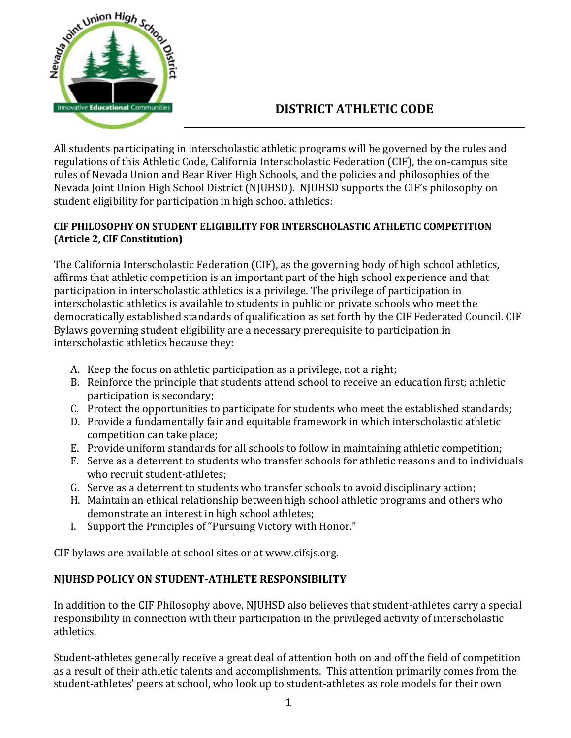# DISTRICT ATHLETIC CODE

All students participating in interscholastic athletic programs will be governed by the rules and regulations of this Athletic Code, California Interscholastic Federation (CIF), the on-campus site rules of Nevada Union and Bear River High Schools, and the policies and philosophies of the Nevada Joint Union High School District (NJUHSD). NJUHSD supports the CIF's philosophy on student eligibility for participation in high school athletics:

**CIF PHILOSOPHY ON STUDENT ELIGIBILITY FOR INTERSCHOLASTIC ATHLETIC COMPETITION (Article 2, CIF Constitution)**

The California Interscholastic Federation (CIF), as the governing body of high school athletics, affirms that athletic competition is an important part of the high school experience and that participation in interscholastic athletics is a privilege. The privilege of participation in interscholastic athletics is available to students in public or private schools who meet the democratically established standards of qualification as set forth by the CIF Federated Council. CIF Bylaws governing student eligibility are a necessary prerequisite to participation in interscholastic athletics because they:

A. Keep the focus on athletic participation as a privilege, not a right;
B. Reinforce the principle that students attend school to receive an education first; athletic participation is secondary;
C. Protect the opportunities to participate for students who meet the established standards;
D. Provide a fundamentally fair and equitable framework in which interscholastic athletic competition can take place;
E. Provide uniform standards for all schools to follow in maintaining athletic competition;
F. Serve as a deterrent to students who transfer schools for athletic reasons and to individuals who recruit student-athletes;
G. Serve as a deterrent to students who transfer schools to avoid disciplinary action;
H. Maintain an ethical relationship between high school athletic programs and others who demonstrate an interest in high school athletes;
I. Support the Principles of "Pursuing Victory with Honor."

CIF bylaws are available at school sites or at www.cifsjs.org.

**NJUHSD POLICY ON STUDENT-ATHLETE RESPONSIBILITY**

In addition to the CIF Philosophy above, NJUHSD also believes that student-athletes carry a special responsibility in connection with their participation in the privileged activity of interscholastic athletics.

Student-athletes generally receive a great deal of attention both on and off the field of competition as a result of their athletic talents and accomplishments. This attention primarily comes from the student-athletes' peers at school, who look up to student-athletes as role models for their own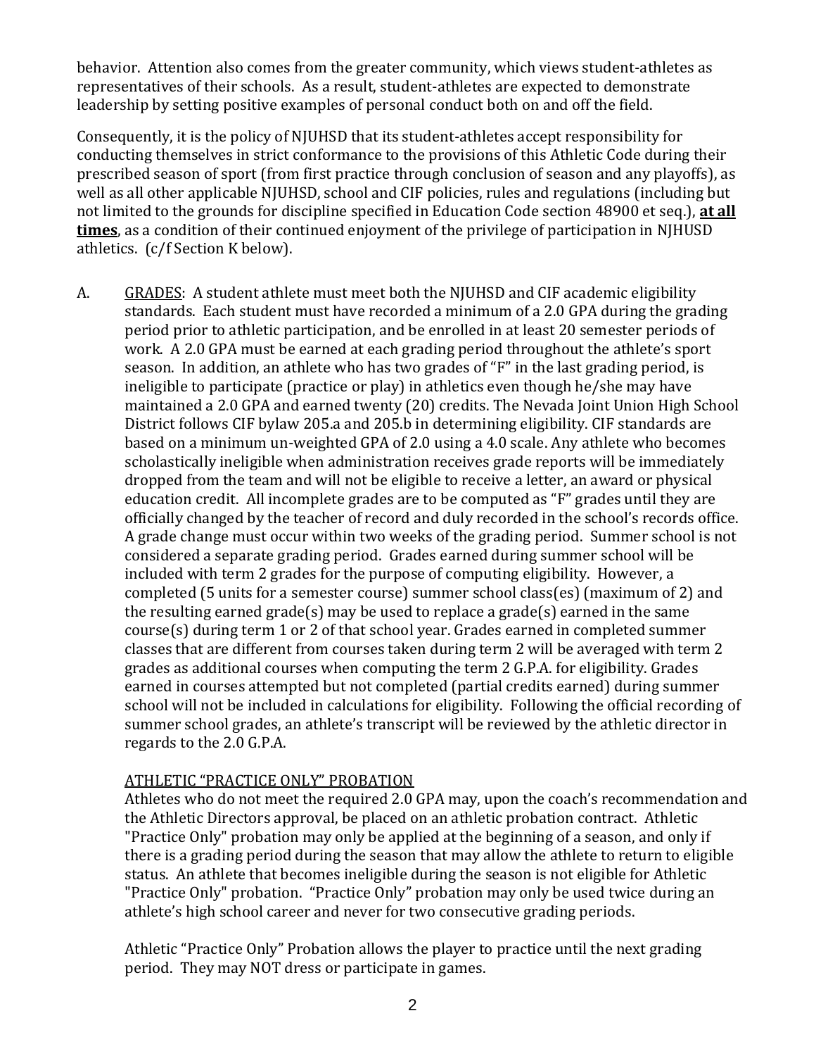behavior. Attention also comes from the greater community, which views student-athletes as representatives of their schools. As a result, student-athletes are expected to demonstrate leadership by setting positive examples of personal conduct both on and off the field.

Consequently, it is the policy of NJUHSD that its student-athletes accept responsibility for conducting themselves in strict conformance to the provisions of this Athletic Code during their prescribed season of sport (from first practice through conclusion of season and any playoffs), as well as all other applicable NJUHSD, school and CIF policies, rules and regulations (including but not limited to the grounds for discipline specified in Education Code section 48900 et seq.), **<u>at all times</u>**, as a condition of their continued enjoyment of the privilege of participation in NJHUSD athletics. (c/f Section K below).

A. <u>GRADES</u>: A student athlete must meet both the NJUHSD and CIF academic eligibility standards. Each student must have recorded a minimum of a 2.0 GPA during the grading period prior to athletic participation, and be enrolled in at least 20 semester periods of work. A 2.0 GPA must be earned at each grading period throughout the athlete's sport season. In addition, an athlete who has two grades of "F" in the last grading period, is ineligible to participate (practice or play) in athletics even though he/she may have maintained a 2.0 GPA and earned twenty (20) credits. The Nevada Joint Union High School District follows CIF bylaw 205.a and 205.b in determining eligibility. CIF standards are based on a minimum un-weighted GPA of 2.0 using a 4.0 scale. Any athlete who becomes scholastically ineligible when administration receives grade reports will be immediately dropped from the team and will not be eligible to receive a letter, an award or physical education credit. All incomplete grades are to be computed as "F" grades until they are officially changed by the teacher of record and duly recorded in the school's records office. A grade change must occur within two weeks of the grading period. Summer school is not considered a separate grading period. Grades earned during summer school will be included with term 2 grades for the purpose of computing eligibility. However, a completed (5 units for a semester course) summer school class(es) (maximum of 2) and the resulting earned grade(s) may be used to replace a grade(s) earned in the same course(s) during term 1 or 2 of that school year. Grades earned in completed summer classes that are different from courses taken during term 2 will be averaged with term 2 grades as additional courses when computing the term 2 G.P.A. for eligibility. Grades earned in courses attempted but not completed (partial credits earned) during summer school will not be included in calculations for eligibility. Following the official recording of summer school grades, an athlete's transcript will be reviewed by the athletic director in regards to the 2.0 G.P.A.

<u>ATHLETIC "PRACTICE ONLY" PROBATION</u>

Athletes who do not meet the required 2.0 GPA may, upon the coach's recommendation and the Athletic Directors approval, be placed on an athletic probation contract. Athletic "Practice Only" probation may only be applied at the beginning of a season, and only if there is a grading period during the season that may allow the athlete to return to eligible status. An athlete that becomes ineligible during the season is not eligible for Athletic "Practice Only" probation. "Practice Only" probation may only be used twice during an athlete's high school career and never for two consecutive grading periods.

Athletic "Practice Only" Probation allows the player to practice until the next grading period. They may NOT dress or participate in games.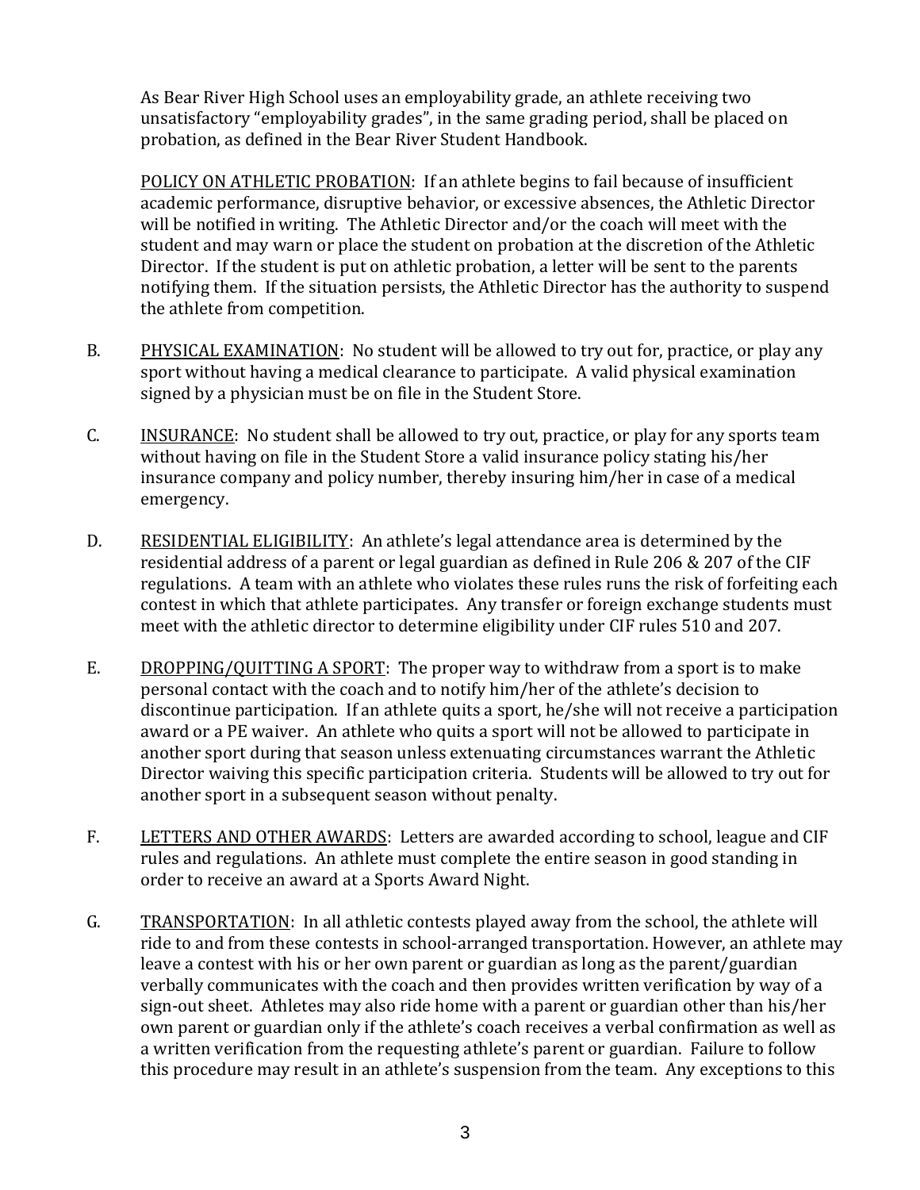As Bear River High School uses an employability grade, an athlete receiving two unsatisfactory "employability grades", in the same grading period, shall be placed on probation, as defined in the Bear River Student Handbook.

POLICY ON ATHLETIC PROBATION: If an athlete begins to fail because of insufficient academic performance, disruptive behavior, or excessive absences, the Athletic Director will be notified in writing. The Athletic Director and/or the coach will meet with the student and may warn or place the student on probation at the discretion of the Athletic Director. If the student is put on athletic probation, a letter will be sent to the parents notifying them. If the situation persists, the Athletic Director has the authority to suspend the athlete from competition.

B. PHYSICAL EXAMINATION: No student will be allowed to try out for, practice, or play any sport without having a medical clearance to participate. A valid physical examination signed by a physician must be on file in the Student Store.

C. INSURANCE: No student shall be allowed to try out, practice, or play for any sports team without having on file in the Student Store a valid insurance policy stating his/her insurance company and policy number, thereby insuring him/her in case of a medical emergency.

D. RESIDENTIAL ELIGIBILITY: An athlete's legal attendance area is determined by the residential address of a parent or legal guardian as defined in Rule 206 & 207 of the CIF regulations. A team with an athlete who violates these rules runs the risk of forfeiting each contest in which that athlete participates. Any transfer or foreign exchange students must meet with the athletic director to determine eligibility under CIF rules 510 and 207.

E. DROPPING/QUITTING A SPORT: The proper way to withdraw from a sport is to make personal contact with the coach and to notify him/her of the athlete's decision to discontinue participation. If an athlete quits a sport, he/she will not receive a participation award or a PE waiver. An athlete who quits a sport will not be allowed to participate in another sport during that season unless extenuating circumstances warrant the Athletic Director waiving this specific participation criteria. Students will be allowed to try out for another sport in a subsequent season without penalty.

F. LETTERS AND OTHER AWARDS: Letters are awarded according to school, league and CIF rules and regulations. An athlete must complete the entire season in good standing in order to receive an award at a Sports Award Night.

G. TRANSPORTATION: In all athletic contests played away from the school, the athlete will ride to and from these contests in school-arranged transportation. However, an athlete may leave a contest with his or her own parent or guardian as long as the parent/guardian verbally communicates with the coach and then provides written verification by way of a sign-out sheet. Athletes may also ride home with a parent or guardian other than his/her own parent or guardian only if the athlete's coach receives a verbal confirmation as well as a written verification from the requesting athlete's parent or guardian. Failure to follow this procedure may result in an athlete's suspension from the team. Any exceptions to this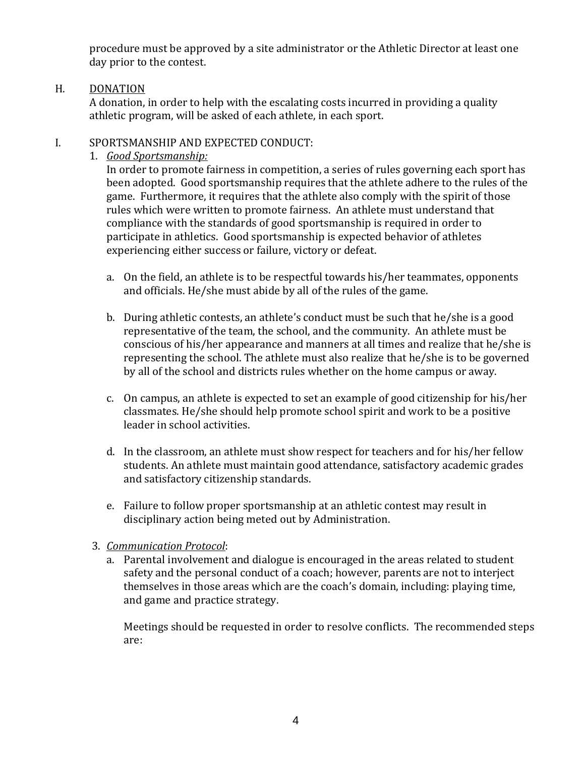procedure must be approved by a site administrator or the Athletic Director at least one day prior to the contest.

H. <u>DONATION</u>

A donation, in order to help with the escalating costs incurred in providing a quality athletic program, will be asked of each athlete, in each sport.

I. SPORTSMANSHIP AND EXPECTED CONDUCT:

1. *<u>Good Sportsmanship:</u>*

   In order to promote fairness in competition, a series of rules governing each sport has been adopted. Good sportsmanship requires that the athlete adhere to the rules of the game. Furthermore, it requires that the athlete also comply with the spirit of those rules which were written to promote fairness. An athlete must understand that compliance with the standards of good sportsmanship is required in order to participate in athletics. Good sportsmanship is expected behavior of athletes experiencing either success or failure, victory or defeat.

   a. On the field, an athlete is to be respectful towards his/her teammates, opponents and officials. He/she must abide by all of the rules of the game.

   b. During athletic contests, an athlete's conduct must be such that he/she is a good representative of the team, the school, and the community. An athlete must be conscious of his/her appearance and manners at all times and realize that he/she is representing the school. The athlete must also realize that he/she is to be governed by all of the school and districts rules whether on the home campus or away.

   c. On campus, an athlete is expected to set an example of good citizenship for his/her classmates. He/she should help promote school spirit and work to be a positive leader in school activities.

   d. In the classroom, an athlete must show respect for teachers and for his/her fellow students. An athlete must maintain good attendance, satisfactory academic grades and satisfactory citizenship standards.

   e. Failure to follow proper sportsmanship at an athletic contest may result in disciplinary action being meted out by Administration.

3. *<u>Communication Protocol</u>*:

   a. Parental involvement and dialogue is encouraged in the areas related to student safety and the personal conduct of a coach; however, parents are not to interject themselves in those areas which are the coach's domain, including: playing time, and game and practice strategy.

   Meetings should be requested in order to resolve conflicts. The recommended steps are: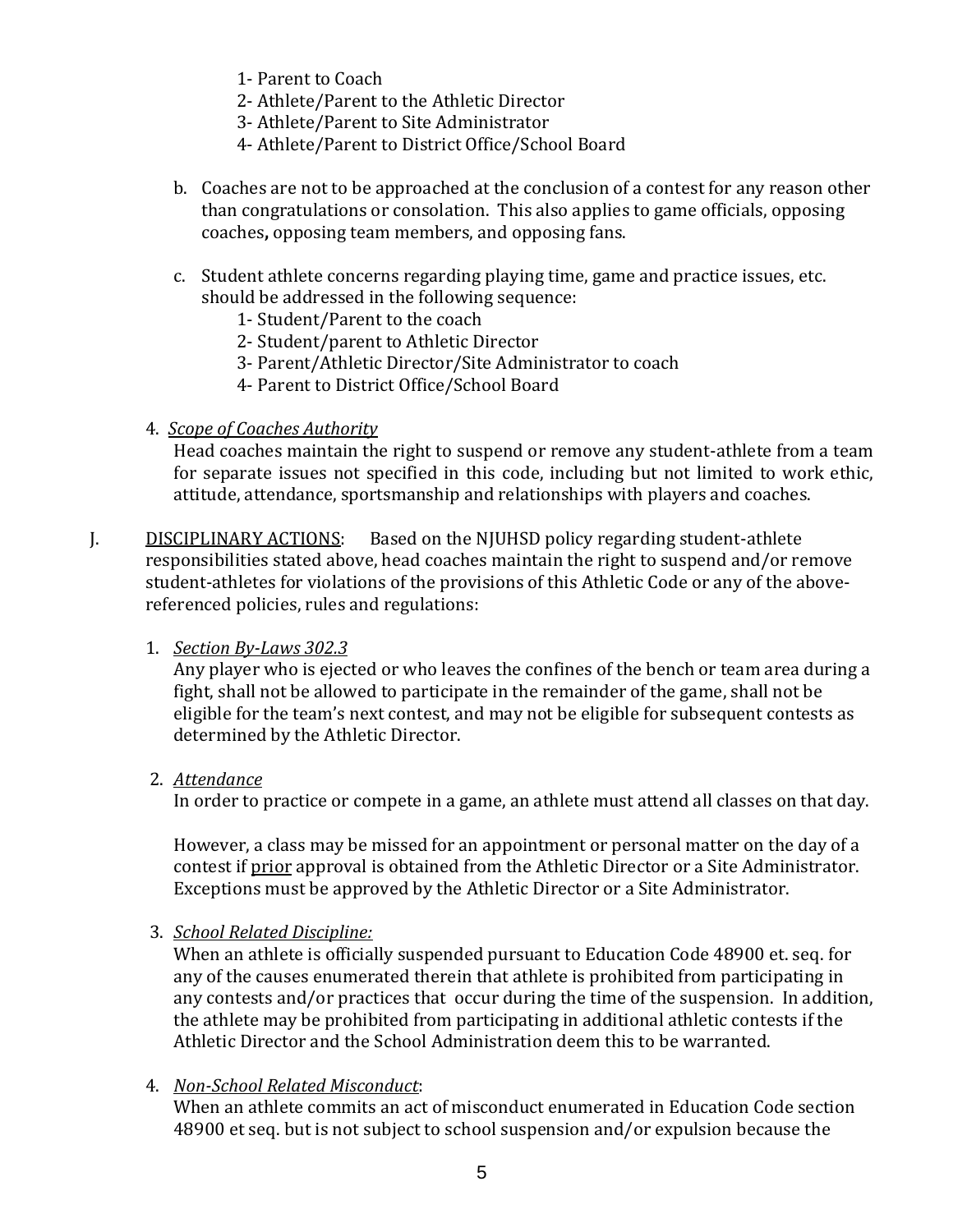1- Parent to Coach
2- Athlete/Parent to the Athletic Director
3- Athlete/Parent to Site Administrator
4- Athlete/Parent to District Office/School Board

b. Coaches are not to be approached at the conclusion of a contest for any reason other than congratulations or consolation. This also applies to game officials, opposing coaches**,** opposing team members, and opposing fans.

c. Student athlete concerns regarding playing time, game and practice issues, etc. should be addressed in the following sequence:
1- Student/Parent to the coach
2- Student/parent to Athletic Director
3- Parent/Athletic Director/Site Administrator to coach
4- Parent to District Office/School Board

4. *Scope of Coaches Authority*
Head coaches maintain the right to suspend or remove any student-athlete from a team for separate issues not specified in this code, including but not limited to work ethic, attitude, attendance, sportsmanship and relationships with players and coaches.

J. DISCIPLINARY ACTIONS: Based on the NJUHSD policy regarding student-athlete responsibilities stated above, head coaches maintain the right to suspend and/or remove student-athletes for violations of the provisions of this Athletic Code or any of the above-referenced policies, rules and regulations:

1. *Section By-Laws 302.3*
Any player who is ejected or who leaves the confines of the bench or team area during a fight, shall not be allowed to participate in the remainder of the game, shall not be eligible for the team's next contest, and may not be eligible for subsequent contests as determined by the Athletic Director.

2. *Attendance*
In order to practice or compete in a game, an athlete must attend all classes on that day.

However, a class may be missed for an appointment or personal matter on the day of a contest if prior approval is obtained from the Athletic Director or a Site Administrator. Exceptions must be approved by the Athletic Director or a Site Administrator.

3. *School Related Discipline:*
When an athlete is officially suspended pursuant to Education Code 48900 et. seq. for any of the causes enumerated therein that athlete is prohibited from participating in any contests and/or practices that occur during the time of the suspension. In addition, the athlete may be prohibited from participating in additional athletic contests if the Athletic Director and the School Administration deem this to be warranted.

4. *Non-School Related Misconduct*:
When an athlete commits an act of misconduct enumerated in Education Code section 48900 et seq. but is not subject to school suspension and/or expulsion because the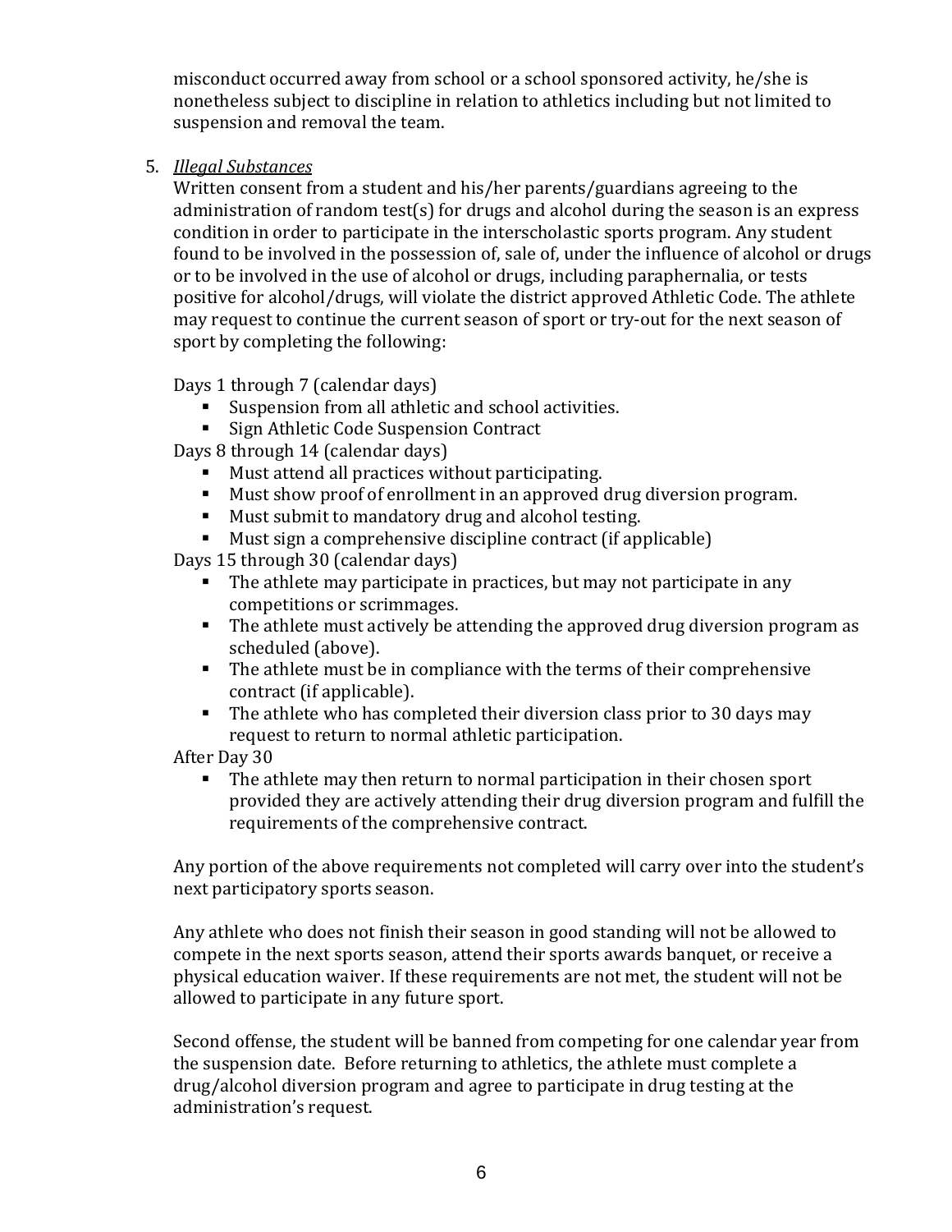misconduct occurred away from school or a school sponsored activity, he/she is nonetheless subject to discipline in relation to athletics including but not limited to suspension and removal the team.

5. *Illegal Substances*

   Written consent from a student and his/her parents/guardians agreeing to the administration of random test(s) for drugs and alcohol during the season is an express condition in order to participate in the interscholastic sports program. Any student found to be involved in the possession of, sale of, under the influence of alcohol or drugs or to be involved in the use of alcohol or drugs, including paraphernalia, or tests positive for alcohol/drugs, will violate the district approved Athletic Code. The athlete may request to continue the current season of sport or try-out for the next season of sport by completing the following:

   Days 1 through 7 (calendar days)
   - Suspension from all athletic and school activities.
   - Sign Athletic Code Suspension Contract

   Days 8 through 14 (calendar days)
   - Must attend all practices without participating.
   - Must show proof of enrollment in an approved drug diversion program.
   - Must submit to mandatory drug and alcohol testing.
   - Must sign a comprehensive discipline contract (if applicable)

   Days 15 through 30 (calendar days)
   - The athlete may participate in practices, but may not participate in any competitions or scrimmages.
   - The athlete must actively be attending the approved drug diversion program as scheduled (above).
   - The athlete must be in compliance with the terms of their comprehensive contract (if applicable).
   - The athlete who has completed their diversion class prior to 30 days may request to return to normal athletic participation.

   After Day 30
   - The athlete may then return to normal participation in their chosen sport provided they are actively attending their drug diversion program and fulfill the requirements of the comprehensive contract.

   Any portion of the above requirements not completed will carry over into the student's next participatory sports season.

   Any athlete who does not finish their season in good standing will not be allowed to compete in the next sports season, attend their sports awards banquet, or receive a physical education waiver. If these requirements are not met, the student will not be allowed to participate in any future sport.

   Second offense, the student will be banned from competing for one calendar year from the suspension date. Before returning to athletics, the athlete must complete a drug/alcohol diversion program and agree to participate in drug testing at the administration's request.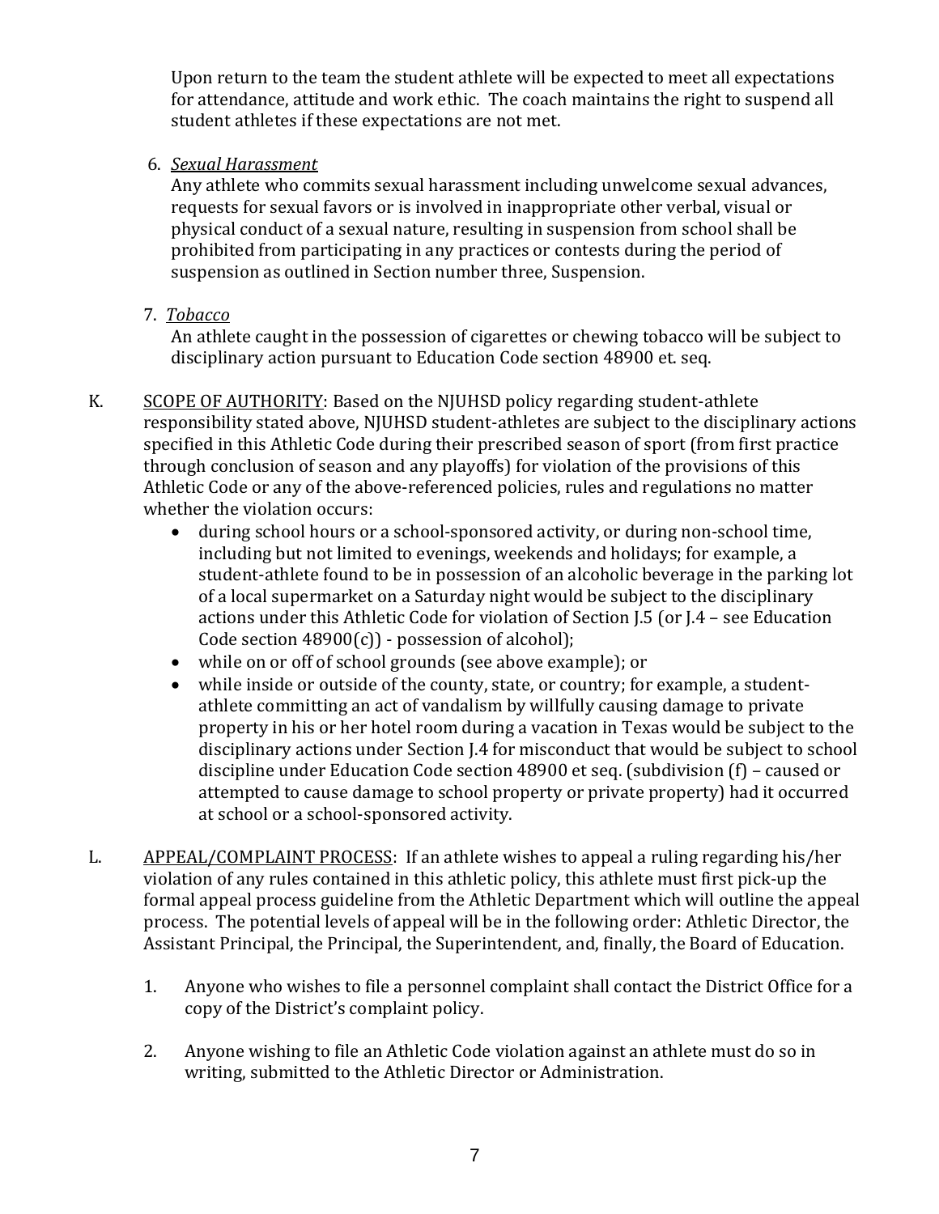Upon return to the team the student athlete will be expected to meet all expectations for attendance, attitude and work ethic. The coach maintains the right to suspend all student athletes if these expectations are not met.

6. *Sexual Harassment*

   Any athlete who commits sexual harassment including unwelcome sexual advances, requests for sexual favors or is involved in inappropriate other verbal, visual or physical conduct of a sexual nature, resulting in suspension from school shall be prohibited from participating in any practices or contests during the period of suspension as outlined in Section number three, Suspension.

7. *Tobacco*

   An athlete caught in the possession of cigarettes or chewing tobacco will be subject to disciplinary action pursuant to Education Code section 48900 et. seq.

K. SCOPE OF AUTHORITY: Based on the NJUHSD policy regarding student-athlete responsibility stated above, NJUHSD student-athletes are subject to the disciplinary actions specified in this Athletic Code during their prescribed season of sport (from first practice through conclusion of season and any playoffs) for violation of the provisions of this Athletic Code or any of the above-referenced policies, rules and regulations no matter whether the violation occurs:

- during school hours or a school-sponsored activity, or during non-school time, including but not limited to evenings, weekends and holidays; for example, a student-athlete found to be in possession of an alcoholic beverage in the parking lot of a local supermarket on a Saturday night would be subject to the disciplinary actions under this Athletic Code for violation of Section J.5 (or J.4 – see Education Code section 48900(c)) - possession of alcohol);
- while on or off of school grounds (see above example); or
- while inside or outside of the county, state, or country; for example, a student-athlete committing an act of vandalism by willfully causing damage to private property in his or her hotel room during a vacation in Texas would be subject to the disciplinary actions under Section J.4 for misconduct that would be subject to school discipline under Education Code section 48900 et seq. (subdivision (f) – caused or attempted to cause damage to school property or private property) had it occurred at school or a school-sponsored activity.

L. APPEAL/COMPLAINT PROCESS: If an athlete wishes to appeal a ruling regarding his/her violation of any rules contained in this athletic policy, this athlete must first pick-up the formal appeal process guideline from the Athletic Department which will outline the appeal process. The potential levels of appeal will be in the following order: Athletic Director, the Assistant Principal, the Principal, the Superintendent, and, finally, the Board of Education.

1. Anyone who wishes to file a personnel complaint shall contact the District Office for a copy of the District's complaint policy.

2. Anyone wishing to file an Athletic Code violation against an athlete must do so in writing, submitted to the Athletic Director or Administration.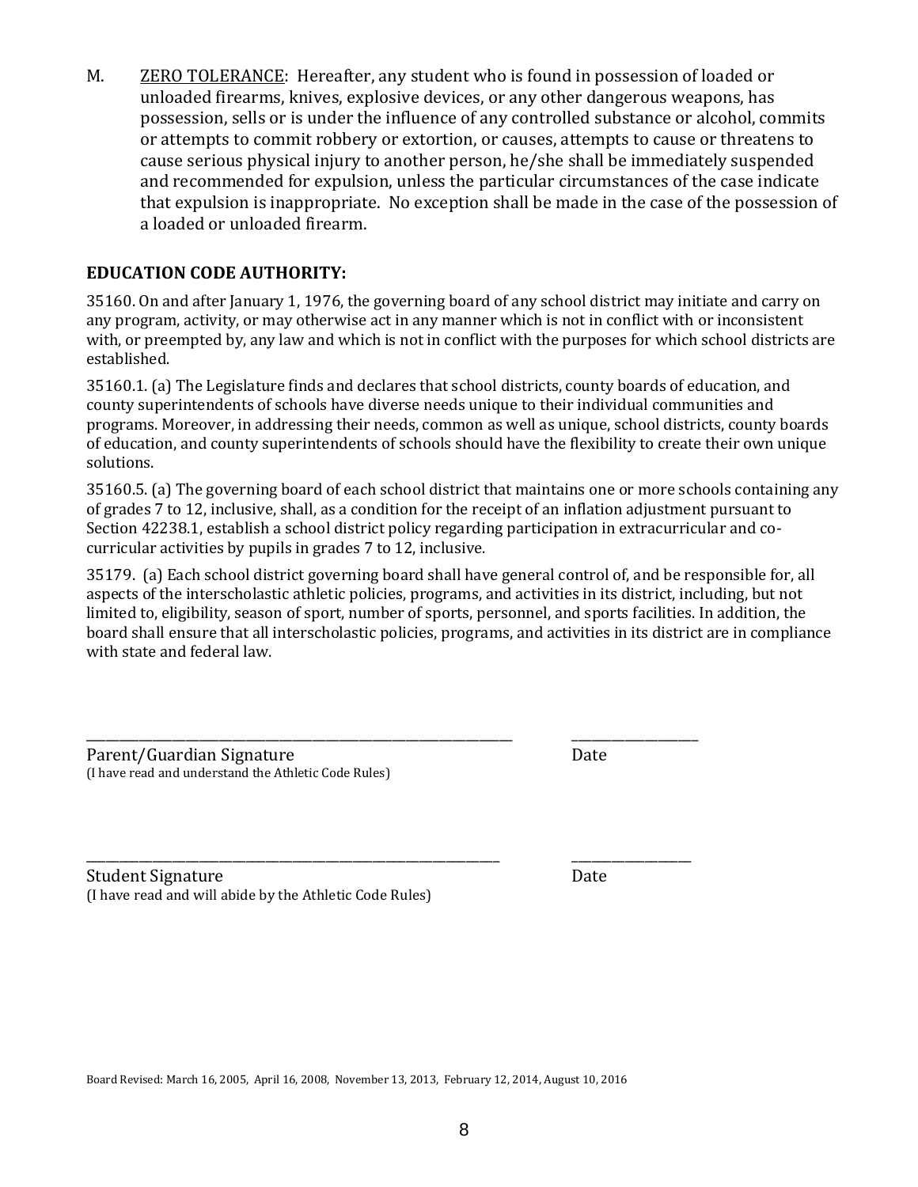M. <u>ZERO TOLERANCE</u>: Hereafter, any student who is found in possession of loaded or unloaded firearms, knives, explosive devices, or any other dangerous weapons, has possession, sells or is under the influence of any controlled substance or alcohol, commits or attempts to commit robbery or extortion, or causes, attempts to cause or threatens to cause serious physical injury to another person, he/she shall be immediately suspended and recommended for expulsion, unless the particular circumstances of the case indicate that expulsion is inappropriate. No exception shall be made in the case of the possession of a loaded or unloaded firearm.

**EDUCATION CODE AUTHORITY:**

35160. On and after January 1, 1976, the governing board of any school district may initiate and carry on any program, activity, or may otherwise act in any manner which is not in conflict with or inconsistent with, or preempted by, any law and which is not in conflict with the purposes for which school districts are established.

35160.1. (a) The Legislature finds and declares that school districts, county boards of education, and county superintendents of schools have diverse needs unique to their individual communities and programs. Moreover, in addressing their needs, common as well as unique, school districts, county boards of education, and county superintendents of schools should have the flexibility to create their own unique solutions.

35160.5. (a) The governing board of each school district that maintains one or more schools containing any of grades 7 to 12, inclusive, shall, as a condition for the receipt of an inflation adjustment pursuant to Section 42238.1, establish a school district policy regarding participation in extracurricular and co-curricular activities by pupils in grades 7 to 12, inclusive.

35179. (a) Each school district governing board shall have general control of, and be responsible for, all aspects of the interscholastic athletic policies, programs, and activities in its district, including, but not limited to, eligibility, season of sport, number of sports, personnel, and sports facilities. In addition, the board shall ensure that all interscholastic policies, programs, and activities in its district are in compliance with state and federal law.

\_\_\_\_\_\_\_\_\_\_\_\_\_\_\_\_\_\_\_\_\_\_\_\_\_\_\_\_\_\_\_\_\_\_\_\_\_\_\_\_\_\_\_\_ \_\_\_\_\_\_\_\_\_\_\_\_\_\_\_\_

Parent/Guardian Signature Date
(I have read and understand the Athletic Code Rules)

\_\_\_\_\_\_\_\_\_\_\_\_\_\_\_\_\_\_\_\_\_\_\_\_\_\_\_\_\_\_\_\_\_\_\_\_\_\_\_\_\_\_\_\_ \_\_\_\_\_\_\_\_\_\_\_\_\_\_\_\_

Student Signature Date
(I have read and will abide by the Athletic Code Rules)

Board Revised: March 16, 2005, April 16, 2008, November 13, 2013, February 12, 2014, August 10, 2016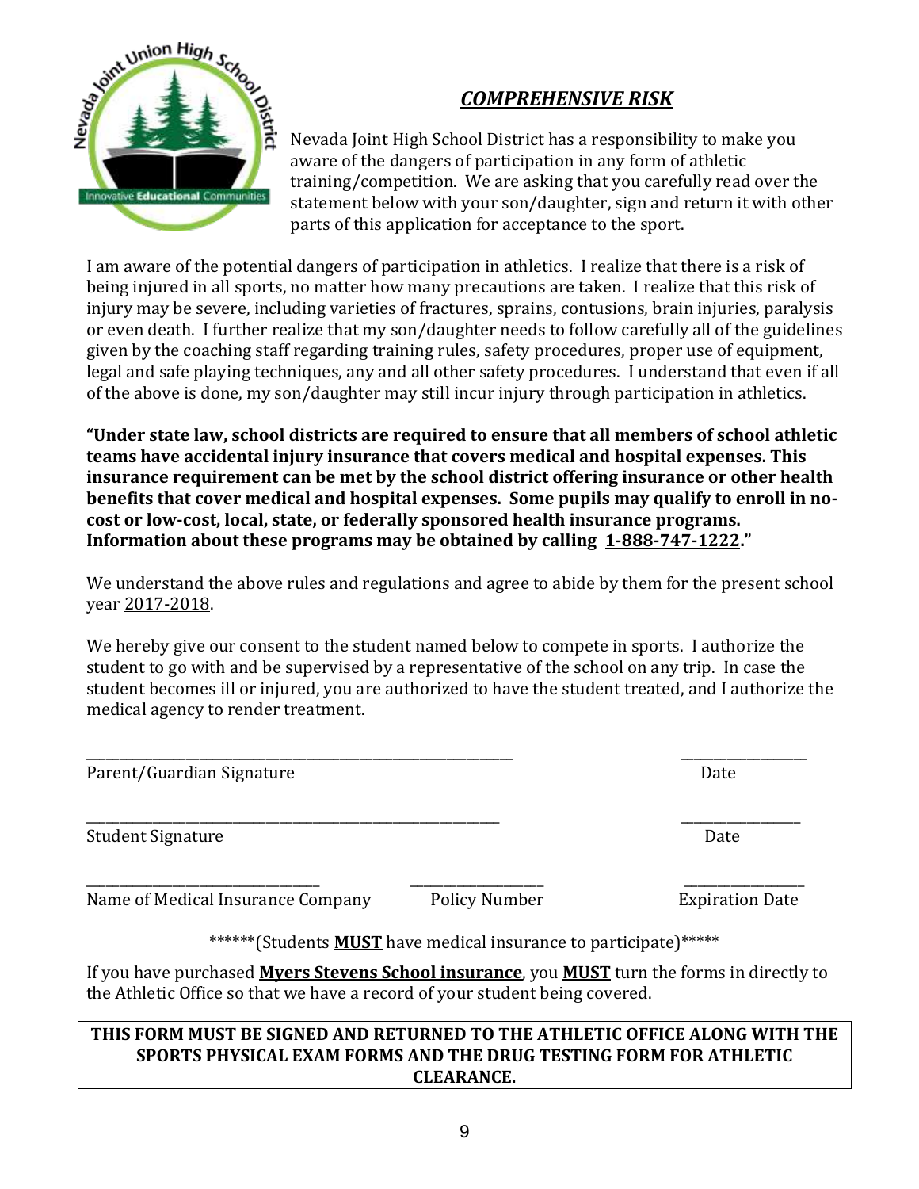## ***COMPREHENSIVE RISK***

Nevada Joint High School District has a responsibility to make you aware of the dangers of participation in any form of athletic training/competition. We are asking that you carefully read over the statement below with your son/daughter, sign and return it with other parts of this application for acceptance to the sport.

I am aware of the potential dangers of participation in athletics. I realize that there is a risk of being injured in all sports, no matter how many precautions are taken. I realize that this risk of injury may be severe, including varieties of fractures, sprains, contusions, brain injuries, paralysis or even death. I further realize that my son/daughter needs to follow carefully all of the guidelines given by the coaching staff regarding training rules, safety procedures, proper use of equipment, legal and safe playing techniques, any and all other safety procedures. I understand that even if all of the above is done, my son/daughter may still incur injury through participation in athletics.

**"Under state law, school districts are required to ensure that all members of school athletic teams have accidental injury insurance that covers medical and hospital expenses. This insurance requirement can be met by the school district offering insurance or other health benefits that cover medical and hospital expenses. Some pupils may qualify to enroll in no-cost or low-cost, local, state, or federally sponsored health insurance programs. Information about these programs may be obtained by calling <u>1-888-747-1222</u>."**

We understand the above rules and regulations and agree to abide by them for the present school year <u>2017-2018</u>.

We hereby give our consent to the student named below to compete in sports. I authorize the student to go with and be supervised by a representative of the school on any trip. In case the student becomes ill or injured, you are authorized to have the student treated, and I authorize the medical agency to render treatment.

\_\_\_\_\_\_\_\_\_\_\_\_\_\_\_\_\_\_\_\_\_\_\_\_\_\_\_\_\_\_\_\_\_\_\_\_\_\_\_\_ \_\_\_\_\_\_\_\_\_\_\_\_\_\_\_\_
Parent/Guardian Signature Date

\_\_\_\_\_\_\_\_\_\_\_\_\_\_\_\_\_\_\_\_\_\_\_\_\_\_\_\_\_\_\_\_\_\_\_\_\_\_\_\_ \_\_\_\_\_\_\_\_\_\_\_\_\_\_\_\_
Student Signature Date

\_\_\_\_\_\_\_\_\_\_\_\_\_\_\_\_\_\_\_\_\_\_\_\_ \_\_\_\_\_\_\_\_\_\_\_\_\_\_\_\_ \_\_\_\_\_\_\_\_\_\_\_\_\_\_\_\_
Name of Medical Insurance Company Policy Number Expiration Date

******(Students **<u>MUST</u>** have medical insurance to participate)*****

If you have purchased **<u>Myers Stevens School insurance</u>**, you **<u>MUST</u>** turn the forms in directly to the Athletic Office so that we have a record of your student being covered.

**THIS FORM MUST BE SIGNED AND RETURNED TO THE ATHLETIC OFFICE ALONG WITH THE SPORTS PHYSICAL EXAM FORMS AND THE DRUG TESTING FORM FOR ATHLETIC CLEARANCE.**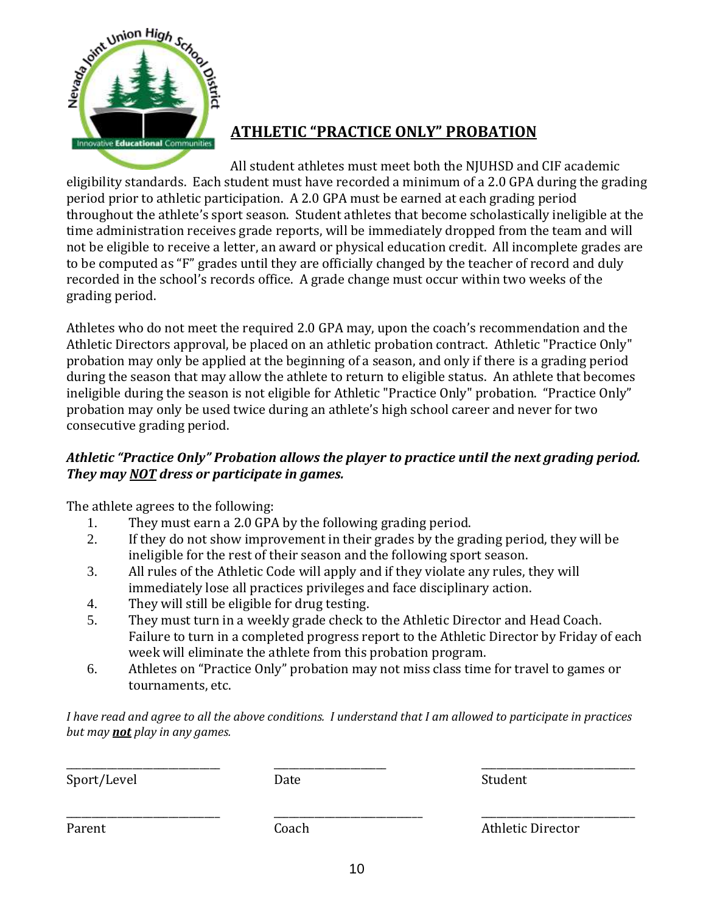## ATHLETIC "PRACTICE ONLY" PROBATION

All student athletes must meet both the NJUHSD and CIF academic eligibility standards. Each student must have recorded a minimum of a 2.0 GPA during the grading period prior to athletic participation. A 2.0 GPA must be earned at each grading period throughout the athlete's sport season. Student athletes that become scholastically ineligible at the time administration receives grade reports, will be immediately dropped from the team and will not be eligible to receive a letter, an award or physical education credit. All incomplete grades are to be computed as "F" grades until they are officially changed by the teacher of record and duly recorded in the school's records office. A grade change must occur within two weeks of the grading period.

Athletes who do not meet the required 2.0 GPA may, upon the coach's recommendation and the Athletic Directors approval, be placed on an athletic probation contract. Athletic "Practice Only" probation may only be applied at the beginning of a season, and only if there is a grading period during the season that may allow the athlete to return to eligible status. An athlete that becomes ineligible during the season is not eligible for Athletic "Practice Only" probation. "Practice Only" probation may only be used twice during an athlete's high school career and never for two consecutive grading period.

***Athletic "Practice Only" Probation allows the player to practice until the next grading period. They may NOT dress or participate in games.***

The athlete agrees to the following:

1. They must earn a 2.0 GPA by the following grading period.
2. If they do not show improvement in their grades by the grading period, they will be ineligible for the rest of their season and the following sport season.
3. All rules of the Athletic Code will apply and if they violate any rules, they will immediately lose all practices privileges and face disciplinary action.
4. They will still be eligible for drug testing.
5. They must turn in a weekly grade check to the Athletic Director and Head Coach. Failure to turn in a completed progress report to the Athletic Director by Friday of each week will eliminate the athlete from this probation program.
6. Athletes on "Practice Only" probation may not miss class time for travel to games or tournaments, etc.

*I have read and agree to all the above conditions. I understand that I am allowed to participate in practices but may **not** play in any games.*

| | | |
|---|---|---|
| ____________________ | ____________________ | ____________________ |
| Sport/Level | Date | Student |
| ____________________ | ____________________ | ____________________ |
| Parent | Coach | Athletic Director |